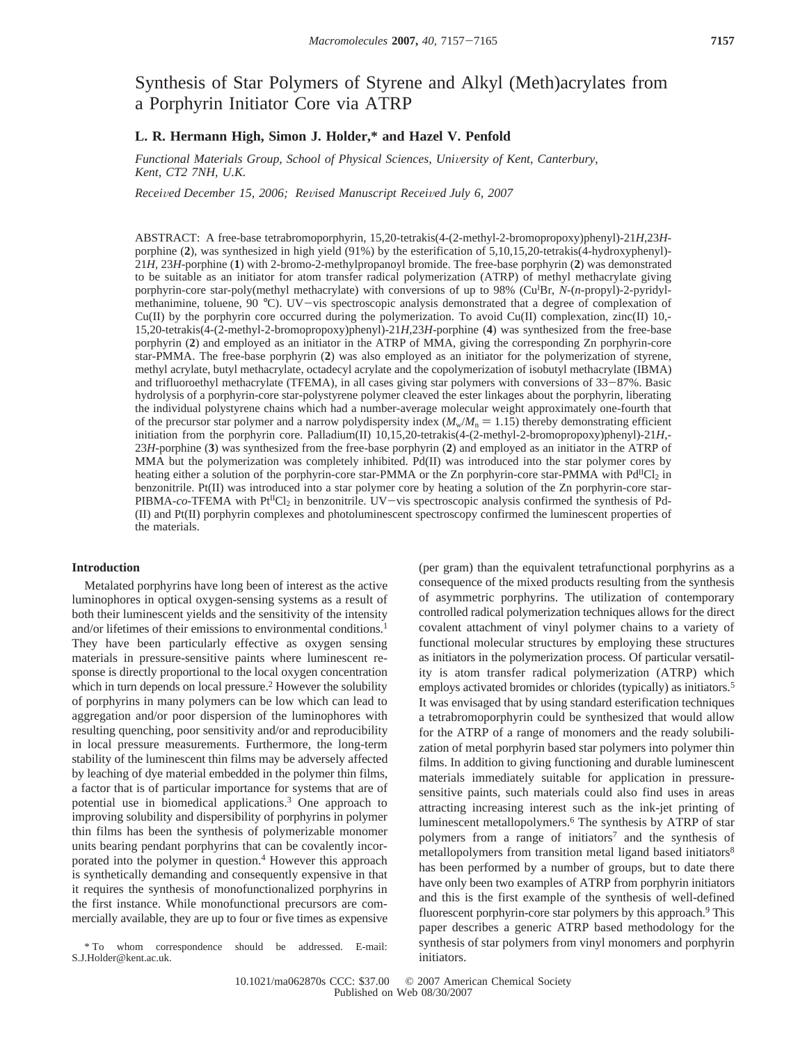# Synthesis of Star Polymers of Styrene and Alkyl (Meth)acrylates from a Porphyrin Initiator Core via ATRP

**L. R. Hermann High, Simon J. Holder,* and Hazel V. Penfold**

*Functional Materials Group, School of Physical Sciences, University of Kent, Canterbury, Kent, CT2 7NH, U.K.*

*Received December 15, 2006; Revised Manuscript Received July 6, 2007*

ABSTRACT: A free-base tetrabromoporphyrin, 15,20-tetrakis(4-(2-methyl-2-bromopropoxy)phenyl)-21*H*,23*H*-porphine (**2**), was synthesized in high yield (91%) by the esterification of 5,10,15,20-tetrakis(4-hydroxyphenyl)-21*H*, 23*H*-porphine (**1**) with 2-bromo-2-methylpropanoyl bromide. The free-base porphyrin (**2**) was demonstrated to be suitable as an initiator for atom transfer radical polymerization (ATRP) of methyl methacrylate giving porphyrin-core star-poly(methyl methacrylate) with conversions of up to 98% ($Cu^{I}Br$, *N*-(*n*-propyl)-2-pyridylmethanimine, toluene, 90 °C). UV−vis spectroscopic analysis demonstrated that a degree of complexation of Cu(II) by the porphyrin core occurred during the polymerization. To avoid Cu(II) complexation, zinc(II) 10,-15,20-tetrakis(4-(2-methyl-2-bromopropoxy)phenyl)-21*H*,23*H*-porphine (**4**) was synthesized from the free-base porphyrin (**2**) and employed as an initiator in the ATRP of MMA, giving the corresponding Zn porphyrin-core star-PMMA. The free-base porphyrin (**2**) was also employed as an initiator for the polymerization of styrene, methyl acrylate, butyl methacrylate, octadecyl acrylate and the copolymerization of isobutyl methacrylate (IBMA) and trifluoroethyl methacrylate (TFEMA), in all cases giving star polymers with conversions of 33−87%. Basic hydrolysis of a porphyrin-core star-polystyrene polymer cleaved the ester linkages about the porphyrin, liberating the individual polystyrene chains which had a number-average molecular weight approximately one-fourth that of the precursor star polymer and a narrow polydispersity index ($M_w/M_n = 1.15$) thereby demonstrating efficient initiation from the porphyrin core. Palladium(II) 10,15,20-tetrakis(4-(2-methyl-2-bromopropoxy)phenyl)-21*H*,-23*H*-porphine (**3**) was synthesized from the free-base porphyrin (**2**) and employed as an initiator in the ATRP of MMA but the polymerization was completely inhibited. Pd(II) was introduced into the star polymer cores by heating either a solution of the porphyrin-core star-PMMA or the Zn porphyrin-core star-PMMA with $Pd^{II}Cl_2$ in benzonitrile. Pt(II) was introduced into a star polymer core by heating a solution of the Zn porphyrin-core star-PIBMA-*co*-TFEMA with $Pt^{II}Cl_2$ in benzonitrile. UV−vis spectroscopic analysis confirmed the synthesis of Pd-(II) and Pt(II) porphyrin complexes and photoluminescent spectroscopy confirmed the luminescent properties of the materials.

## Introduction

Metalated porphyrins have long been of interest as the active luminophores in optical oxygen-sensing systems as a result of both their luminescent yields and the sensitivity of the intensity and/or lifetimes of their emissions to environmental conditions.[1] They have been particularly effective as oxygen sensing materials in pressure-sensitive paints where luminescent response is directly proportional to the local oxygen concentration which in turn depends on local pressure.[2] However the solubility of porphyrins in many polymers can be low which can lead to aggregation and/or poor dispersion of the luminophores with resulting quenching, poor sensitivity and/or and reproducibility in local pressure measurements. Furthermore, the long-term stability of the luminescent thin films may be adversely affected by leaching of dye material embedded in the polymer thin films, a factor that is of particular importance for systems that are of potential use in biomedical applications.[3] One approach to improving solubility and dispersibility of porphyrins in polymer thin films has been the synthesis of polymerizable monomer units bearing pendant porphyrins that can be covalently incorporated into the polymer in question.[4] However this approach is synthetically demanding and consequently expensive in that it requires the synthesis of monofunctionalized porphyrins in the first instance. While monofunctional precursors are commercially available, they are up to four or five times as expensive (per gram) than the equivalent tetrafunctional porphyrins as a consequence of the mixed products resulting from the synthesis of asymmetric porphyrins. The utilization of contemporary controlled radical polymerization techniques allows for the direct covalent attachment of vinyl polymer chains to a variety of functional molecular structures by employing these structures as initiators in the polymerization process. Of particular versatility is atom transfer radical polymerization (ATRP) which employs activated bromides or chlorides (typically) as initiators.[5] It was envisaged that by using standard esterification techniques a tetrabromoporphyrin could be synthesized that would allow for the ATRP of a range of monomers and the ready solubilization of metal porphyrin based star polymers into polymer thin films. In addition to giving functioning and durable luminescent materials immediately suitable for application in pressure-sensitive paints, such materials could also find uses in areas attracting increasing interest such as the ink-jet printing of luminescent metallopolymers.[6] The synthesis by ATRP of star polymers from a range of initiators[7] and the synthesis of metallopolymers from transition metal ligand based initiators[8] has been performed by a number of groups, but to date there have only been two examples of ATRP from porphyrin initiators and this is the first example of the synthesis of well-defined fluorescent porphyrin-core star polymers by this approach.[9] This paper describes a generic ATRP based methodology for the synthesis of star polymers from vinyl monomers and porphyrin initiators.

\* To whom correspondence should be addressed. E-mail: S.J.Holder@kent.ac.uk.

10.1021/ma062870s CCC: $37.00 © 2007 American Chemical Society
Published on Web 08/30/2007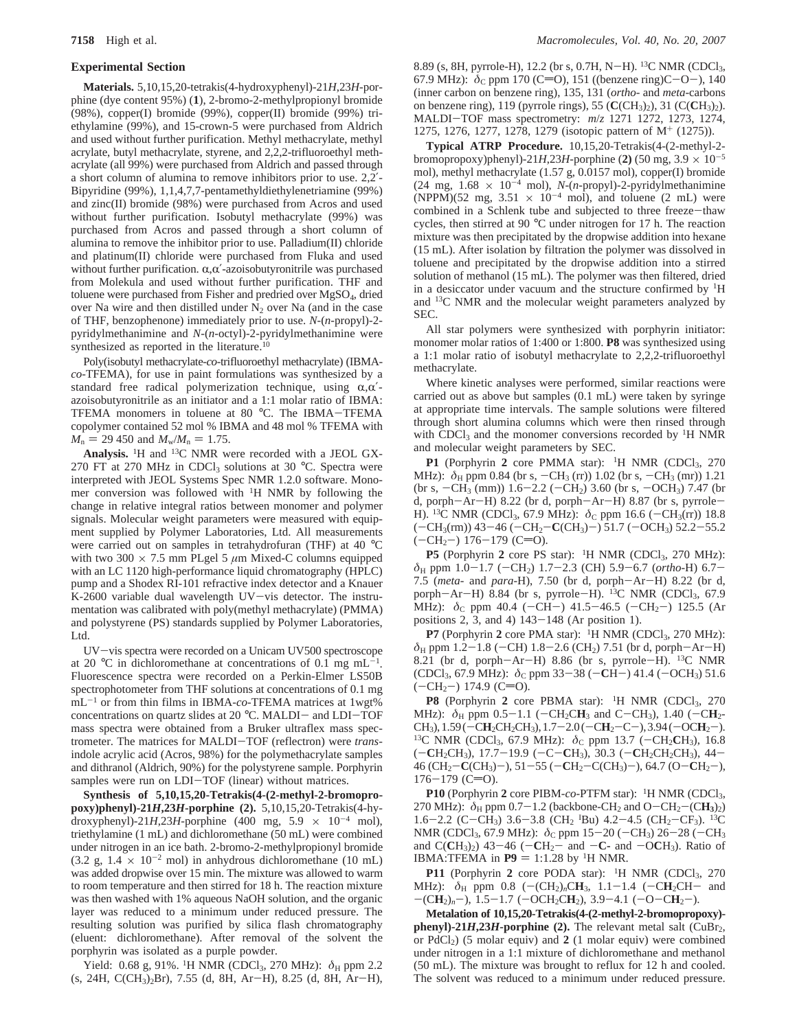## Experimental Section

**Materials.** 5,10,15,20-tetrakis(4-hydroxyphenyl)-21*H*,23*H*-porphine (dye content 95%) (**1**), 2-bromo-2-methylpropionyl bromide (98%), copper(I) bromide (99%), copper(II) bromide (99%) triethylamine (99%), and 15-crown-5 were purchased from Aldrich and used without further purification. Methyl methacrylate, methyl acrylate, butyl methacrylate, styrene, and 2,2,2-trifluoroethyl methacrylate (all 99%) were purchased from Aldrich and passed through a short column of alumina to remove inhibitors prior to use. 2,2′-Bipyridine (99%), 1,1,4,7,7-pentamethyldiethylenetriamine (99%) and zinc(II) bromide (98%) were purchased from Acros and used without further purification. Isobutyl methacrylate (99%) was purchased from Acros and passed through a short column of alumina to remove the inhibitor prior to use. Palladium(II) chloride and platinum(II) chloride were purchased from Fluka and used without further purification. α,α′-azoisobutyronitrile was purchased from Molekula and used without further purification. THF and toluene were purchased from Fisher and predried over $MgSO_4$, dried over Na wire and then distilled under $N_2$ over Na (and in the case of THF, benzophenone) immediately prior to use. *N*-(*n*-propyl)-2-pyridylmethanimine and *N*-(*n*-octyl)-2-pyridylmethanimine were synthesized as reported in the literature.[10]

Poly(isobutyl methacrylate-*co*-trifluoroethyl methacrylate) (IBMA-*co*-TFEMA), for use in paint formulations was synthesized by a standard free radical polymerization technique, using α,α′-azoisobutyronitrile as an initiator and a 1:1 molar ratio of IBMA:TFEMA monomers in toluene at 80 °C. The IBMA−TFEMA copolymer contained 52 mol % IBMA and 48 mol % TFEMA with $M_n$ = 29 450 and $M_w/M_n$ = 1.75.

**Analysis.** $^1$H and $^{13}$C NMR were recorded with a JEOL GX-270 FT at 270 MHz in $CDCl_3$ solutions at 30 °C. Spectra were interpreted with JEOL Systems Spec NMR 1.2.0 software. Monomer conversion was followed with $^1$H NMR by following the change in relative integral ratios between monomer and polymer signals. Molecular weight parameters were measured with equipment supplied by Polymer Laboratories, Ltd. All measurements were carried out on samples in tetrahydrofuran (THF) at 40 °C with two 300 × 7.5 mm PLgel 5 μm Mixed-C columns equipped with an LC 1120 high-performance liquid chromatography (HPLC) pump and a Shodex RI-101 refractive index detector and a Knauer K-2600 variable dual wavelength UV−vis detector. The instrumentation was calibrated with poly(methyl methacrylate) (PMMA) and polystyrene (PS) standards supplied by Polymer Laboratories, Ltd.

UV−vis spectra were recorded on a Unicam UV500 spectroscope at 20 °C in dichloromethane at concentrations of 0.1 mg mL$^{-1}$. Fluorescence spectra were recorded on a Perkin-Elmer LS50B spectrophotometer from THF solutions at concentrations of 0.1 mg mL$^{-1}$ or from thin films in IBMA-*co*-TFEMA matrices at 1wgt% concentrations on quartz slides at 20 °C. MALDI− and LDI−TOF mass spectra were obtained from a Bruker ultraflex mass spectrometer. The matrices for MALDI−TOF (reflectron) were *trans*-indole acrylic acid (Acros, 98%) for the polymethacrylate samples and dithranol (Aldrich, 90%) for the polystyrene sample. Porphyrin samples were run on LDI−TOF (linear) without matrices.

**Synthesis of 5,10,15,20-Tetrakis(4-(2-methyl-2-bromopropoxy)phenyl)-21*H*,23*H*-porphine (2).** 5,10,15,20-Tetrakis(4-hydroxyphenyl)-21*H*,23*H*-porphine (400 mg, 5.9 × 10$^{-4}$ mol), triethylamine (1 mL) and dichloromethane (50 mL) were combined under nitrogen in an ice bath. 2-bromo-2-methylpropionyl bromide (3.2 g, 1.4 × 10$^{-2}$ mol) in anhydrous dichloromethane (10 mL) was added dropwise over 15 min. The mixture was allowed to warm to room temperature and then stirred for 18 h. The reaction mixture was then washed with 1% aqueous NaOH solution, and the organic layer was reduced to a minimum under reduced pressure. The resulting solution was purified by silica flash chromatography (eluent: dichloromethane). After removal of the solvent the porphyrin was isolated as a purple powder.

Yield: 0.68 g, 91%. $^1$H NMR ($CDCl_3$, 270 MHz): $\delta_H$ ppm 2.2 (s, 24H, C($CH_3$)$_2$Br), 7.55 (d, 8H, Ar−H), 8.25 (d, 8H, Ar−H), 8.89 (s, 8H, pyrrole-H), 12.2 (br s, 0.7H, N−H). $^{13}$C NMR ($CDCl_3$, 67.9 MHz): $\delta_C$ ppm 170 (C=O), 151 ((benzene ring)C−O−), 140 (inner carbon on benzene ring), 135, 131 (*ortho*- and *meta*-carbons on benzene ring), 119 (pyrrole rings), 55 (**C**($CH_3$)$_2$), 31 (C(**C**$H_3$)$_2$). MALDI−TOF mass spectrometry: *m*/*z* 1271 1272, 1273, 1274, 1275, 1276, 1277, 1278, 1279 (isotopic pattern of M$^+$ (1275)).

**Typical ATRP Procedure.** 10,15,20-Tetrakis(4-(2-methyl-2-bromopropoxy)phenyl)-21*H*,23*H*-porphine (**2**) (50 mg, 3.9 × 10$^{-5}$ mol), methyl methacrylate (1.57 g, 0.0157 mol), copper(I) bromide (24 mg, 1.68 × 10$^{-4}$ mol), *N*-(*n*-propyl)-2-pyridylmethanimine (NPPM)(52 mg, 3.51 × 10$^{-4}$ mol), and toluene (2 mL) were combined in a Schlenk tube and subjected to three freeze−thaw cycles, then stirred at 90 °C under nitrogen for 17 h. The reaction mixture was then precipitated by the dropwise addition into hexane (15 mL). After isolation by filtration the polymer was dissolved in toluene and precipitated by the dropwise addition into a stirred solution of methanol (15 mL). The polymer was then filtered, dried in a desiccator under vacuum and the structure confirmed by $^1$H and $^{13}$C NMR and the molecular weight parameters analyzed by SEC.

All star polymers were synthesized with porphyrin initiator: monomer molar ratios of 1:400 or 1:800. **P8** was synthesized using a 1:1 molar ratio of isobutyl methacrylate to 2,2,2-trifluoroethyl methacrylate.

Where kinetic analyses were performed, similar reactions were carried out as above but samples (0.1 mL) were taken by syringe at appropriate time intervals. The sample solutions were filtered through short alumina columns which were then rinsed through with $CDCl_3$ and the monomer conversions recorded by $^1$H NMR and molecular weight parameters by SEC.

**P1** (Porphyrin **2** core PMMA star): $^1$H NMR ($CDCl_3$, 270 MHz): $\delta_H$ ppm 0.84 (br s, −$CH_3$ (rr)) 1.02 (br s, −$CH_3$ (mr)) 1.21 (br s, −$CH_3$ (mm)) 1.6−2.2 (−$CH_2$) 3.60 (br s, −$OCH_3$) 7.47 (br d, porph−Ar−H) 8.22 (br d, porph−Ar−H) 8.87 (br s, pyrrole−H). $^{13}$C NMR ($CDCl_3$, 67.9 MHz): $\delta_C$ ppm 16.6 (−$CH_3$(rr)) 18.8 (−$CH_3$(rm)) 43−46 (−$CH_2$−**C**($CH_3$)−) 51.7 (−$OCH_3$) 52.2−55.2 (−$CH_2$−) 176−179 (C=O).

**P5** (Porphyrin **2** core PS star): $^1$H NMR ($CDCl_3$, 270 MHz): $\delta_H$ ppm 1.0−1.7 (−$CH_2$) 1.7−2.3 (CH) 5.9−6.7 (*ortho*-H) 6.7−7.5 (*meta*- and *para*-H), 7.50 (br d, porph−Ar−H) 8.22 (br d, porph−Ar−H) 8.84 (br s, pyrrole−H). $^{13}$C NMR ($CDCl_3$, 67.9 MHz): $\delta_C$ ppm 40.4 (−CH−) 41.5−46.5 (−$CH_2$−) 125.5 (Ar positions 2, 3, and 4) 143−148 (Ar position 1).

**P7** (Porphyrin **2** core PMA star): $^1$H NMR ($CDCl_3$, 270 MHz): $\delta_H$ ppm 1.2−1.8 (−CH) 1.8−2.6 ($CH_2$) 7.51 (br d, porph−Ar−H) 8.21 (br d, porph−Ar−H) 8.86 (br s, pyrrole−H). $^{13}$C NMR ($CDCl_3$, 67.9 MHz): $\delta_C$ ppm 33−38 (−**C**H−) 41.4 (−$OCH_3$) 51.6 (−$CH_2$−) 174.9 (C=O).

**P8** (Porphyrin **2** core PBMA star): $^1$H NMR ($CDCl_3$, 270 MHz): $\delta_H$ ppm 0.5−1.1 (−$CH_2$C**H**$_3$ and C−$CH_3$), 1.40 (−C**H**$_2$-$CH_3$), 1.59 (−C**H**$_2$$CH_2$$CH_3$), 1.7−2.0 (−C**H**$_2$−C−), 3.94 (−OC**H**$_2$−). $^{13}$C NMR ($CDCl_3$, 67.9 MHz): $\delta_C$ ppm 13.7 (−$CH_2$**C**$H_3$), 16.8 (−**C**$H_2$$CH_3$), 17.7−19.9 (−C−**C**$H_3$), 30.3 (−**C**$H_2$$CH_2$$CH_3$), 44−46 ($CH_2$−**C**($CH_3$)−), 51−55 (−**C**$H_2$−C($CH_3$)−), 64.7 (O−**C**$H_2$−), 176−179 (C=O).

**P10** (Porphyrin **2** core PIBM-*co*-PTFM star): $^1$H NMR ($CDCl_3$, 270 MHz): $\delta_H$ ppm 0.7−1.2 (backbone-$CH_2$ and O−$CH_2$−(C**H**$_3$)$_2$) 1.6−2.2 (C−$CH_3$) 3.6−3.8 ($CH_2$ $^i$Bu) 4.2−4.5 ($CH_2$−$CF_3$). $^{13}$C NMR ($CDCl_3$, 67.9 MHz): $\delta_C$ ppm 15−20 (−$CH_3$) 26−28 (−$CH_3$ and C(**C**$H_3$)$_2$) 43−46 (−**C**$H_2$− and −**C**- and −O**C**$H_3$). Ratio of IBMA:TFEMA in **P9** = 1:1.28 by $^1$H NMR.

**P11** (Porphyrin **2** core (PODA star): $^1$H NMR ($CDCl_3$, 270 MHz): $\delta_H$ ppm 0.8 (−($CH_2$)$_n$C**H**$_3$, 1.1−1.4 (−C**H**$_2$CH− and −(C**H**$_2$)$_n$−), 1.5−1.7 (−$OCH_2$C**H**$_2$), 3.9−4.1 (−O−C**H**$_2$−).

**Metalation of 10,15,20-Tetrakis(4-(2-methyl-2-bromopropoxy)-phenyl)-21*H*,23*H*-porphine (2).** The relevant metal salt ($CuBr_2$, or $PdCl_2$) (5 molar equiv) and **2** (1 molar equiv) were combined under nitrogen in a 1:1 mixture of dichloromethane and methanol (50 mL). The mixture was brought to reflux for 12 h and cooled. The solvent was reduced to a minimum under reduced pressure.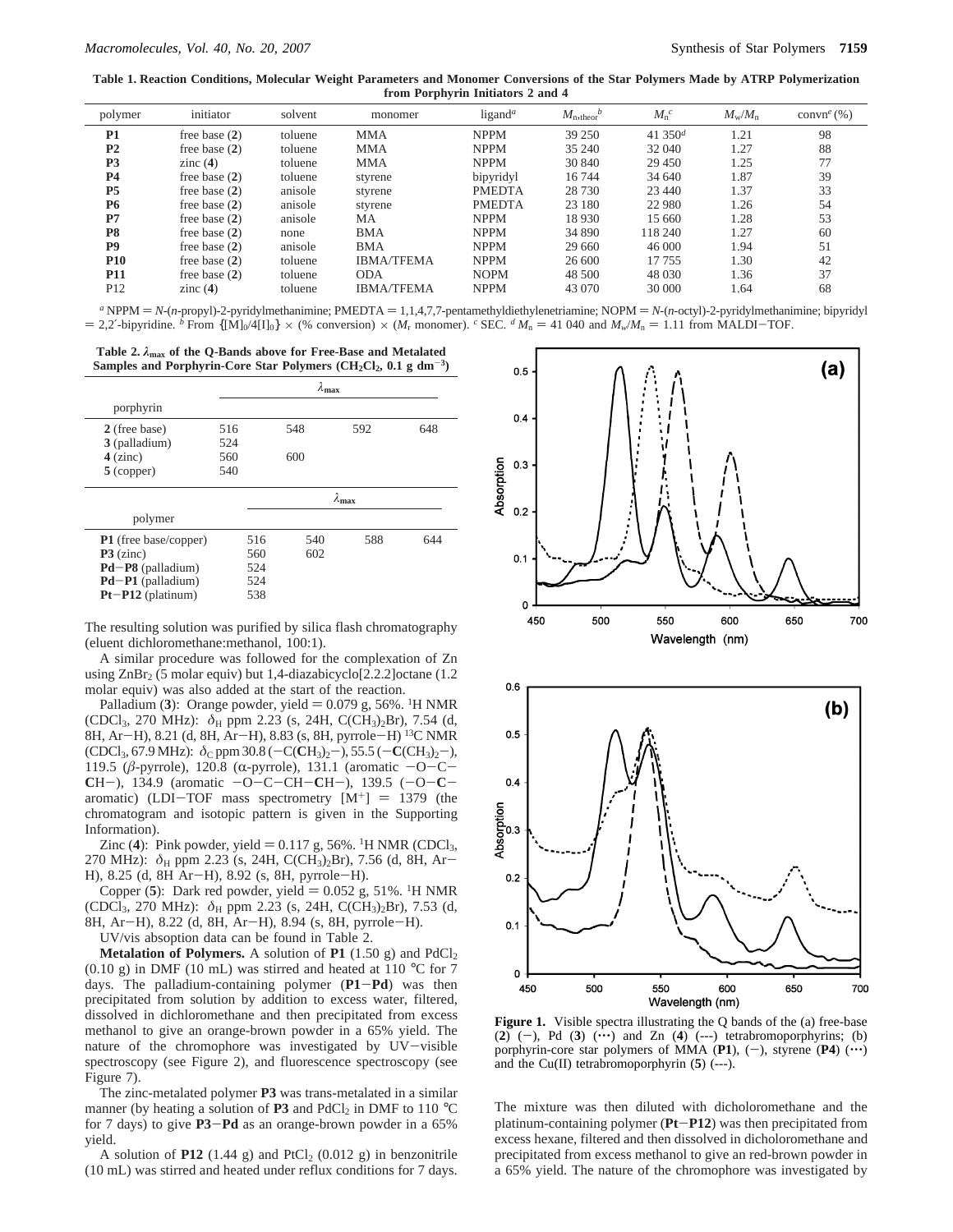**Table 1. Reaction Conditions, Molecular Weight Parameters and Monomer Conversions of the Star Polymers Made by ATRP Polymerization from Porphyrin Initiators 2 and 4**

| polymer | initiator | solvent | monomer | ligand[a] | $M_{n,theor}$[b] | $M_n$[c] | $M_w/M_n$ | convn[e] (%) |
|---|---|---|---|---|---|---|---|---|
| **P1** | free base (**2**) | toluene | MMA | NPPM | 39 250 | 41 350[d] | 1.21 | 98 |
| **P2** | free base (**2**) | toluene | MMA | NPPM | 35 240 | 32 040 | 1.27 | 88 |
| **P3** | zinc (**4**) | toluene | MMA | NPPM | 30 840 | 29 450 | 1.25 | 77 |
| **P4** | free base (**2**) | toluene | styrene | bipyridyl | 16 744 | 34 640 | 1.87 | 39 |
| **P5** | free base (**2**) | anisole | styrene | PMEDTA | 28 730 | 23 440 | 1.37 | 33 |
| **P6** | free base (**2**) | anisole | styrene | PMEDTA | 23 180 | 22 980 | 1.26 | 54 |
| **P7** | free base (**2**) | anisole | MA | NPPM | 18 930 | 15 660 | 1.28 | 53 |
| **P8** | free base (**2**) | none | BMA | NPPM | 34 890 | 118 240 | 1.27 | 60 |
| **P9** | free base (**2**) | anisole | BMA | NPPM | 29 660 | 46 000 | 1.94 | 51 |
| **P10** | free base (**2**) | toluene | IBMA/TFEMA | NPPM | 26 600 | 17 755 | 1.30 | 42 |
| **P11** | free base (**2**) | toluene | ODA | NOPM | 48 500 | 48 030 | 1.36 | 37 |
| P12 | zinc (**4**) | toluene | IBMA/TFEMA | NPPM | 43 070 | 30 000 | 1.64 | 68 |

[a] NPPM = *N*-(*n*-propyl)-2-pyridylmethanimine; PMEDTA = 1,1,4,7,7-pentamethyldiethylenetriamine; NOPM = *N*-(*n*-octyl)-2-pyridylmethanimine; bipyridyl = 2,2′-bipyridine. [b] From $\{[M]_0/4[I]_0\} \times$ (% conversion) $\times$ ($M_r$ monomer). [c] SEC. [d] $M_n$ = 41 040 and $M_w/M_n$ = 1.11 from MALDI–TOF.

**Table 2. $\lambda_{max}$ of the Q-Bands above for Free-Base and Metalated Samples and Porphyrin-Core Star Polymers ($CH_2Cl_2$, 0.1 g dm$^{-3}$)**

| porphyrin | $\lambda_{max}$ | | | |
|---|---|---|---|---|
| **2** (free base) | 516 | 548 | 592 | 648 |
| **3** (palladium) | 524 | | | |
| **4** (zinc) | 560 | 600 | | |
| **5** (copper) | 540 | | | |

| polymer | $\lambda_{max}$ | | | |
|---|---|---|---|---|
| **P1** (free base/copper) | 516 | 540 | 588 | 644 |
| **P3** (zinc) | 560 | 602 | | |
| **Pd–P8** (palladium) | 524 | | | |
| **Pd–P1** (palladium) | 524 | | | |
| **Pt–P12** (platinum) | 538 | | | |

The resulting solution was purified by silica flash chromatography (eluent dichloromethane:methanol, 100:1).

A similar procedure was followed for the complexation of Zn using $ZnBr_2$ (5 molar equiv) but 1,4-diazabicyclo[2.2.2]octane (1.2 molar equiv) was also added at the start of the reaction.

Palladium (**3**): Orange powder, yield = 0.079 g, 56%. $^1$H NMR ($CDCl_3$, 270 MHz): $\delta_H$ ppm 2.23 (s, 24H, C($CH_3$)$_2$Br), 7.54 (d, 8H, Ar–H), 8.21 (d, 8H, Ar–H), 8.83 (s, 8H, pyrrole–H) $^{13}$C NMR ($CDCl_3$, 67.9 MHz): $\delta_C$ ppm 30.8 (–C(**C**H$_3$)$_2$–), 55.5 (–**C**(CH$_3$)$_2$–), 119.5 ($\beta$-pyrrole), 120.8 ($\alpha$-pyrrole), 131.1 (aromatic –O–C–**C**H–), 134.9 (aromatic –O–C–CH–**C**H–), 139.5 (–O–**C**–aromatic) (LDI–TOF mass spectrometry [M$^+$] = 1379 (the chromatogram and isotopic pattern is given in the Supporting Information).

Zinc (**4**): Pink powder, yield = 0.117 g, 56%. $^1$H NMR ($CDCl_3$, 270 MHz): $\delta_H$ ppm 2.23 (s, 24H, C($CH_3$)$_2$Br), 7.56 (d, 8H, Ar–H), 8.25 (d, 8H Ar–H), 8.92 (s, 8H, pyrrole–H).

Copper (**5**): Dark red powder, yield = 0.052 g, 51%. $^1$H NMR ($CDCl_3$, 270 MHz): $\delta_H$ ppm 2.23 (s, 24H, C($CH_3$)$_2$Br), 7.53 (d, 8H, Ar–H), 8.22 (d, 8H, Ar–H), 8.94 (s, 8H, pyrrole–H).

UV/vis absoption data can be found in Table 2.

**Metalation of Polymers.** A solution of **P1** (1.50 g) and $PdCl_2$ (0.10 g) in DMF (10 mL) was stirred and heated at 110 °C for 7 days. The palladium-containing polymer (**P1–Pd**) was then precipitated from solution by addition to excess water, filtered, dissolved in dichloromethane and then precipitated from excess methanol to give an orange-brown powder in a 65% yield. The nature of the chromophore was investigated by UV–visible spectroscopy (see Figure 2), and fluorescence spectroscopy (see Figure 7).

The zinc-metalated polymer **P3** was trans-metalated in a similar manner (by heating a solution of **P3** and $PdCl_2$ in DMF to 110 °C for 7 days) to give **P3–Pd** as an orange-brown powder in a 65% yield.

A solution of **P12** (1.44 g) and $PtCl_2$ (0.012 g) in benzonitrile (10 mL) was stirred and heated under reflux conditions for 7 days. The mixture was then diluted with dicholoromethane and the platinum-containing polymer (**Pt–P12**) was then precipitated from excess hexane, filtered and then dissolved in dicholoromethane and precipitated from excess methanol to give an red-brown powder in a 65% yield. The nature of the chromophore was investigated by

**Figure 1.** Visible spectra illustrating the Q bands of the (a) free-base (**2**) (–), Pd (**3**) (···) and Zn (**4**) (---) tetrabromoporphyrins; (b) porphyrin-core star polymers of MMA (**P1**), (–), styrene (**P4**) (···) and the Cu(II) tetrabromoporphyrin (**5**) (---).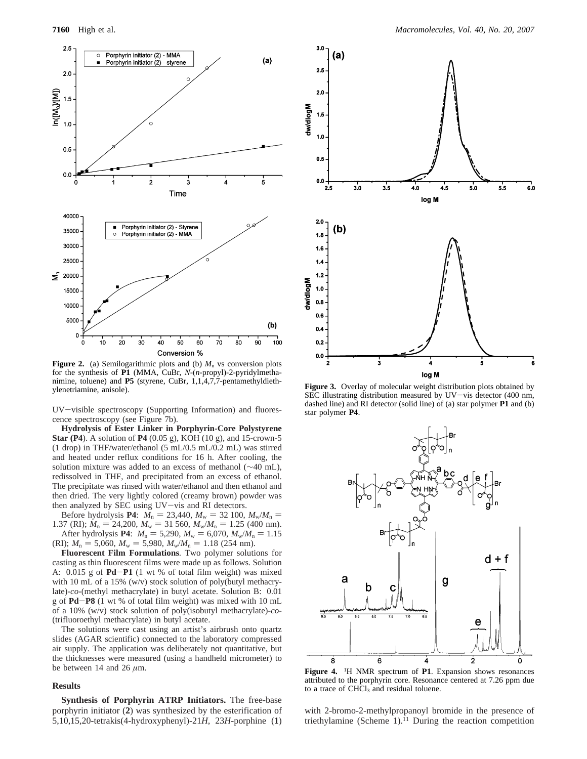**Figure 2.** (a) Semilogarithmic plots and (b) $M_n$ vs conversion plots for the synthesis of **P1** (MMA, CuBr, *N*-(*n*-propyl)-2-pyridylmethanimine, toluene) and **P5** (styrene, CuBr, 1,1,4,7,7-pentamethyldiethylenetriamine, anisole).

UV–visible spectroscopy (Supporting Information) and fluorescence spectroscopy (see Figure 7b).

**Hydrolysis of Ester Linker in Porphyrin-Core Polystyrene Star (P4)**. A solution of **P4** (0.05 g), KOH (10 g), and 15-crown-5 (1 drop) in THF/water/ethanol (5 mL/0.5 mL/0.2 mL) was stirred and heated under reflux conditions for 16 h. After cooling, the solution mixture was added to an excess of methanol (~40 mL), redissolved in THF, and precipitated from an excess of ethanol. The precipitate was rinsed with water/ethanol and then ethanol and then dried. The very lightly colored (creamy brown) powder was then analyzed by SEC using UV–vis and RI detectors.

Before hydrolysis **P4**: $M_n$ = 23,440, $M_w$ = 32 100, $M_w/M_n$ = 1.37 (RI); $M_n$ = 24,200, $M_w$ = 31 560, $M_w/M_n$ = 1.25 (400 nm).

After hydrolysis **P4**: $M_n$ = 5,290, $M_w$ = 6,070, $M_w/M_n$ = 1.15 (RI); $M_n$ = 5,060, $M_w$ = 5,980, $M_w/M_n$ = 1.18 (254 nm).

**Fluorescent Film Formulations**. Two polymer solutions for casting as thin fluorescent films were made up as follows. Solution A: 0.015 g of **Pd–P1** (1 wt % of total film weight) was mixed with 10 mL of a 15% (w/v) stock solution of poly(butyl methacrylate)-*co*-(methyl methacrylate) in butyl acetate. Solution B: 0.01 g of **Pd–P8** (1 wt % of total film weight) was mixed with 10 mL of a 10% (w/v) stock solution of poly(isobutyl methacrylate)-*co*-(trifluoroethyl methacrylate) in butyl acetate.

The solutions were cast using an artist's airbrush onto quartz slides (AGAR scientific) connected to the laboratory compressed air supply. The application was deliberately not quantitative, but the thicknesses were measured (using a handheld micrometer) to be between 14 and 26 $\mu$m.

## Results

**Synthesis of Porphyrin ATRP Initiators.** The free-base porphyrin initiator (**2**) was synthesized by the esterification of 5,10,15,20-tetrakis(4-hydroxyphenyl)-21*H*, 23*H*-porphine (**1**) with 2-bromo-2-methylpropanoyl bromide in the presence of triethylamine (Scheme 1).[11] During the reaction competition

**Figure 3.** Overlay of molecular weight distribution plots obtained by SEC illustrating distribution measured by UV–vis detector (400 nm, dashed line) and RI detector (solid line) of (a) star polymer **P1** and (b) star polymer **P4**.

**Figure 4.** $^1$H NMR spectrum of **P1**. Expansion shows resonances attributed to the porphyrin core. Resonance centered at 7.26 ppm due to a trace of $CHCl_3$ and residual toluene.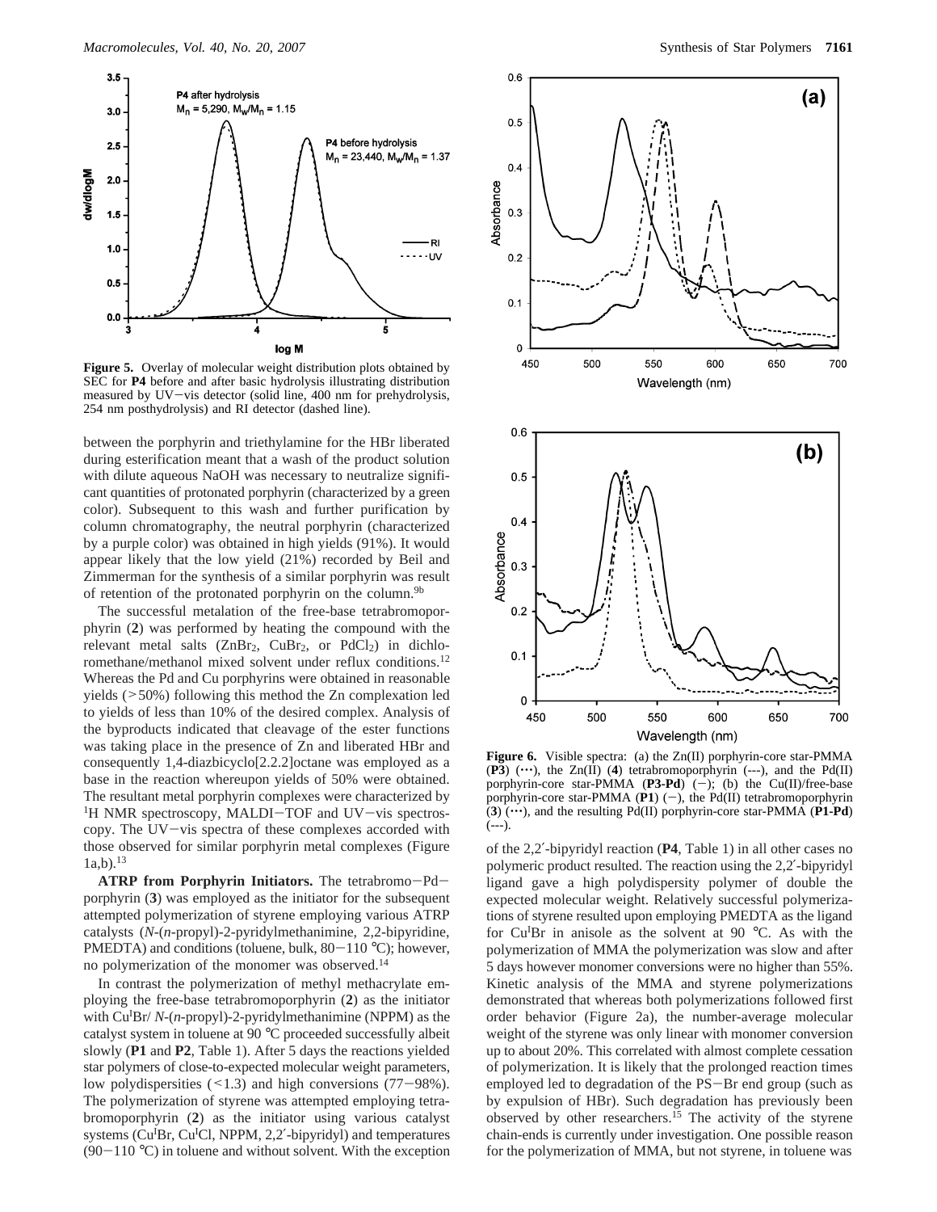**Figure 5.** Overlay of molecular weight distribution plots obtained by SEC for **P4** before and after basic hydrolysis illustrating distribution measured by UV–vis detector (solid line, 400 nm for prehydrolysis, 254 nm posthydrolysis) and RI detector (dashed line).

between the porphyrin and triethylamine for the HBr liberated during esterification meant that a wash of the product solution with dilute aqueous NaOH was necessary to neutralize significant quantities of protonated porphyrin (characterized by a green color). Subsequent to this wash and further purification by column chromatography, the neutral porphyrin (characterized by a purple color) was obtained in high yields (91%). It would appear likely that the low yield (21%) recorded by Beil and Zimmerman for the synthesis of a similar porphyrin was result of retention of the protonated porphyrin on the column.[9b]

The successful metalation of the free-base tetrabromoporphyrin (**2**) was performed by heating the compound with the relevant metal salts ($ZnBr_2$, $CuBr_2$, or $PdCl_2$) in dichloromethane/methanol mixed solvent under reflux conditions.[12] Whereas the Pd and Cu porphyrins were obtained in reasonable yields (>50%) following this method the Zn complexation led to yields of less than 10% of the desired complex. Analysis of the byproducts indicated that cleavage of the ester functions was taking place in the presence of Zn and liberated HBr and consequently 1,4-diazbicyclo[2.2.2]octane was employed as a base in the reaction whereupon yields of 50% were obtained. The resultant metal porphyrin complexes were characterized by $^1$H NMR spectroscopy, MALDI–TOF and UV–vis spectroscopy. The UV–vis spectra of these complexes accorded with those observed for similar porphyrin metal complexes (Figure 1a,b).[13]

**ATRP from Porphyrin Initiators.** The tetrabromo–Pd–porphyrin (**3**) was employed as the initiator for the subsequent attempted polymerization of styrene employing various ATRP catalysts (*N*-(*n*-propyl)-2-pyridylmethanimine, 2,2-bipyridine, PMEDTA) and conditions (toluene, bulk, 80–110 °C); however, no polymerization of the monomer was observed.[14]

In contrast the polymerization of methyl methacrylate employing the free-base tetrabromoporphyrin (**2**) as the initiator with Cu$^I$Br/ *N*-(*n*-propyl)-2-pyridylmethanimine (NPPM) as the catalyst system in toluene at 90 °C proceeded successfully albeit slowly (**P1** and **P2**, Table 1). After 5 days the reactions yielded star polymers of close-to-expected molecular weight parameters, low polydispersities (<1.3) and high conversions (77–98%). The polymerization of styrene was attempted employing tetrabromoporphyrin (**2**) as the initiator using various catalyst systems (Cu$^I$Br, Cu$^I$Cl, NPPM, 2,2′-bipyridyl) and temperatures (90–110 °C) in toluene and without solvent. With the exception of the 2,2′-bipyridyl reaction (**P4**, Table 1) in all other cases no polymeric product resulted. The reaction using the 2,2′-bipyridyl ligand gave a high polydispersity polymer of double the expected molecular weight. Relatively successful polymerizations of styrene resulted upon employing PMEDTA as the ligand for Cu$^I$Br in anisole as the solvent at 90 °C. As with the polymerization of MMA the polymerization was slow and after 5 days however monomer conversions were no higher than 55%. Kinetic analysis of the MMA and styrene polymerizations demonstrated that whereas both polymerizations followed first order behavior (Figure 2a), the number-average molecular weight of the styrene was only linear with monomer conversion up to about 20%. This correlated with almost complete cessation of polymerization. It is likely that the prolonged reaction times employed led to degradation of the PS–Br end group (such as by expulsion of HBr). Such degradation has previously been observed by other researchers.[15] The activity of the styrene chain-ends is currently under investigation. One possible reason for the polymerization of MMA, but not styrene, in toluene was

**Figure 6.** Visible spectra: (a) the Zn(II) porphyrin-core star-PMMA (**P3**) (···), the Zn(II) (**4**) tetrabromoporphyrin (---), and the Pd(II) porphyrin-core star-PMMA (**P3-Pd**) (–); (b) the Cu(II)/free-base porphyrin-core star-PMMA (**P1**) (–), the Pd(II) tetrabromoporphyrin (**3**) (···), and the resulting Pd(II) porphyrin-core star-PMMA (**P1-Pd**) (---).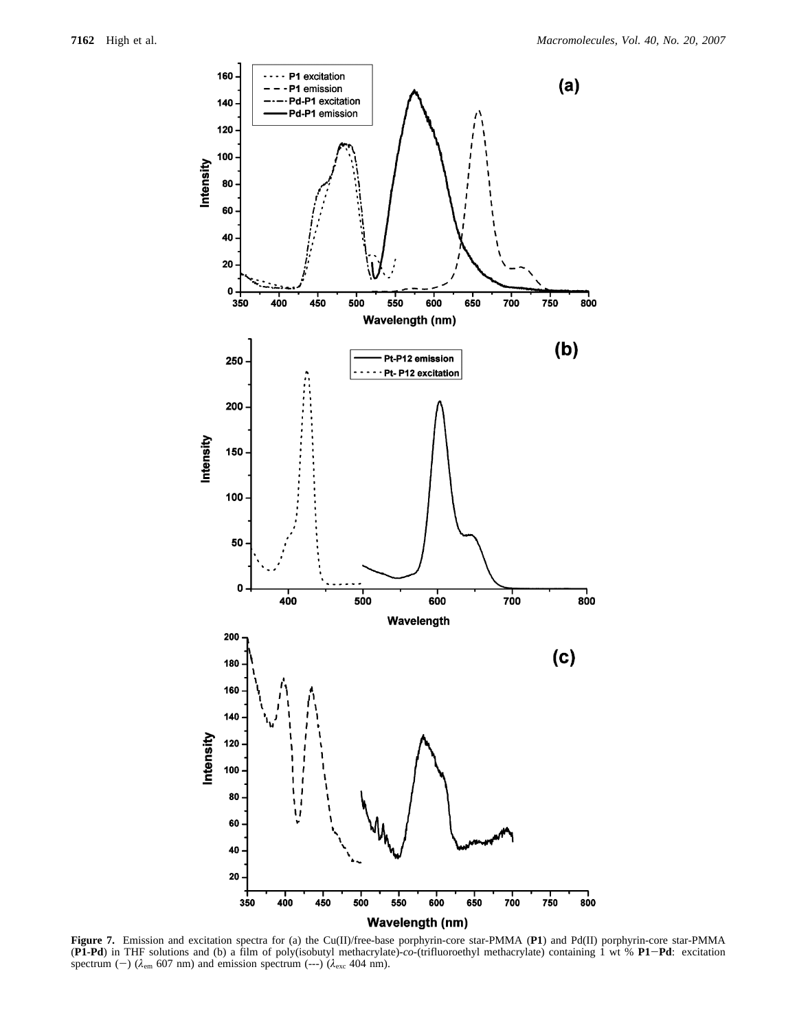**Figure 7.** Emission and excitation spectra for (a) the Cu(II)/free-base porphyrin-core star-PMMA (**P1**) and Pd(II) porphyrin-core star-PMMA (**P1-Pd**) in THF solutions and (b) a film of poly(isobutyl methacrylate)-*co*-(trifluoroethyl methacrylate) containing 1 wt % **P1**−**Pd**: excitation spectrum (−) ($\lambda_{em}$ 607 nm) and emission spectrum (---) ($\lambda_{exc}$ 404 nm).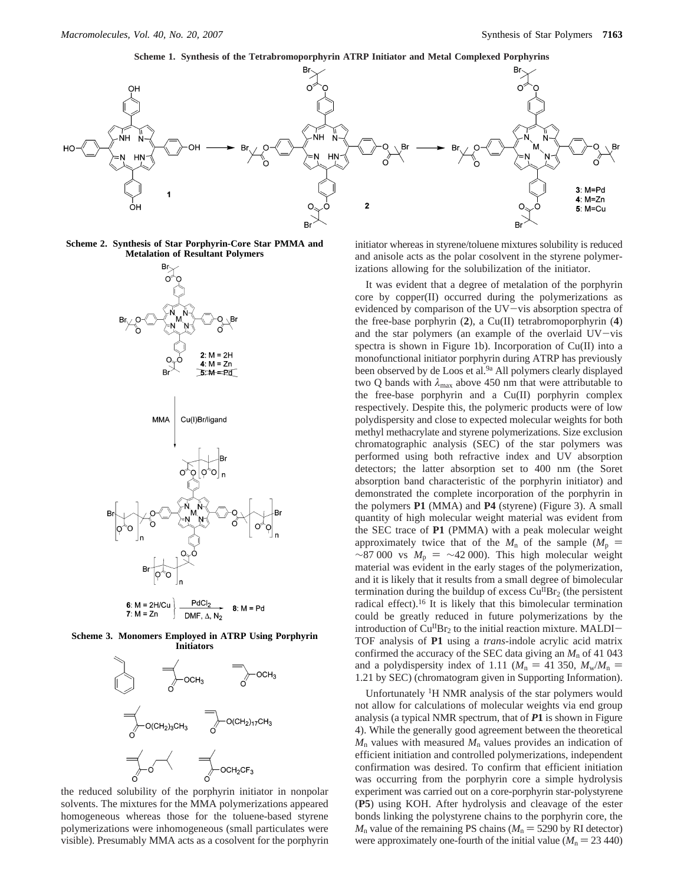**Scheme 1. Synthesis of the Tetrabromoporphyrin ATRP Initiator and Metal Complexed Porphyrins**

**Scheme 2. Synthesis of Star Porphyrin-Core Star PMMA and Metalation of Resultant Polymers**

**Scheme 3. Monomers Employed in ATRP Using Porphyrin Initiators**

the reduced solubility of the porphyrin initiator in nonpolar solvents. The mixtures for the MMA polymerizations appeared homogeneous whereas those for the toluene-based styrene polymerizations were inhomogeneous (small particulates were visible). Presumably MMA acts as a cosolvent for the porphyrin initiator whereas in styrene/toluene mixtures solubility is reduced and anisole acts as the polar cosolvent in the styrene polymerizations allowing for the solubilization of the initiator.

It was evident that a degree of metalation of the porphyrin core by copper(II) occurred during the polymerizations as evidenced by comparison of the UV–vis absorption spectra of the free-base porphyrin (**2**), a Cu(II) tetrabromoporphyrin (**4**) and the star polymers (an example of the overlaid UV–vis spectra is shown in Figure 1b). Incorporation of Cu(II) into a monofunctional initiator porphyrin during ATRP has previously been observed by de Loos et al.[9a] All polymers clearly displayed two Q bands with $\lambda_{max}$ above 450 nm that were attributable to the free-base porphyrin and a Cu(II) porphyrin complex respectively. Despite this, the polymeric products were of low polydispersity and close to expected molecular weights for both methyl methacrylate and styrene polymerizations. Size exclusion chromatographic analysis (SEC) of the star polymers was performed using both refractive index and UV absorption detectors; the latter absorption set to 400 nm (the Soret absorption band characteristic of the porphyrin initiator) and demonstrated the complete incorporation of the porphyrin in the polymers **P1** (MMA) and **P4** (styrene) (Figure 3). A small quantity of high molecular weight material was evident from the SEC trace of **P1** (PMMA) with a peak molecular weight approximately twice that of the $M_n$ of the sample ($M_p$ = ~87 000 vs $M_p$ = ~42 000). This high molecular weight material was evident in the early stages of the polymerization, and it is likely that it results from a small degree of bimolecular termination during the buildup of excess $Cu^{II}Br_2$ (the persistent radical effect).[16] It is likely that this bimolecular termination could be greatly reduced in future polymerizations by the introduction of $Cu^{II}Br_2$ to the initial reaction mixture. MALDI–TOF analysis of **P1** using a *trans*-indole acrylic acid matrix confirmed the accuracy of the SEC data giving an $M_n$ of 41 043 and a polydispersity index of 1.11 ($M_n$ = 41 350, $M_w/M_n$ = 1.21 by SEC) (chromatogram given in Supporting Information).

Unfortunately $^1$H NMR analysis of the star polymers would not allow for calculations of molecular weights via end group analysis (a typical NMR spectrum, that of ***P1*** is shown in Figure 4). While the generally good agreement between the theoretical $M_n$ values with measured $M_n$ values provides an indication of efficient initiation and controlled polymerizations, independent confirmation was desired. To confirm that efficient initiation was occurring from the porphyrin core a simple hydrolysis experiment was carried out on a core-porphyrin star-polystyrene (**P5**) using KOH. After hydrolysis and cleavage of the ester bonds linking the polystyrene chains to the porphyrin core, the $M_n$ value of the remaining PS chains ($M_n$ = 5290 by RI detector) were approximately one-fourth of the initial value ($M_n$ = 23 440)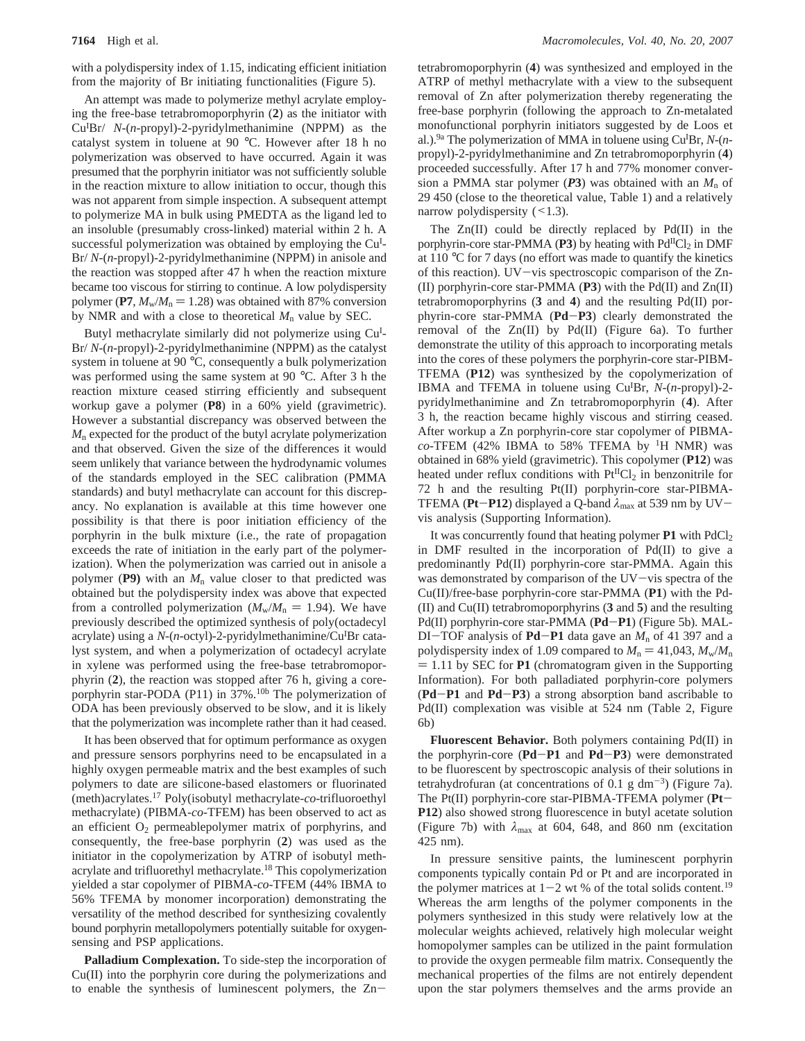with a polydispersity index of 1.15, indicating efficient initiation from the majority of Br initiating functionalities (Figure 5).

An attempt was made to polymerize methyl acrylate employing the free-base tetrabromoporphyrin (**2**) as the initiator with $Cu^{I}Br$/ *N*-(*n*-propyl)-2-pyridylmethanimine (NPPM) as the catalyst system in toluene at 90 °C. However after 18 h no polymerization was observed to have occurred. Again it was presumed that the porphyrin initiator was not sufficiently soluble in the reaction mixture to allow initiation to occur, though this was not apparent from simple inspection. A subsequent attempt to polymerize MA in bulk using PMEDTA as the ligand led to an insoluble (presumably cross-linked) material within 2 h. A successful polymerization was obtained by employing the $Cu^{I}$-Br/ *N*-(*n*-propyl)-2-pyridylmethanimine (NPPM) in anisole and the reaction was stopped after 47 h when the reaction mixture became too viscous for stirring to continue. A low polydispersity polymer (**P7**, $M_w/M_n = 1.28$) was obtained with 87% conversion by NMR and with a close to theoretical $M_n$ value by SEC.

Butyl methacrylate similarly did not polymerize using $Cu^{I}$-Br/ *N*-(*n*-propyl)-2-pyridylmethanimine (NPPM) as the catalyst system in toluene at 90 °C, consequently a bulk polymerization was performed using the same system at 90 °C. After 3 h the reaction mixture ceased stirring efficiently and subsequent workup gave a polymer (**P8**) in a 60% yield (gravimetric). However a substantial discrepancy was observed between the $M_n$ expected for the product of the butyl acrylate polymerization and that observed. Given the size of the differences it would seem unlikely that variance between the hydrodynamic volumes of the standards employed in the SEC calibration (PMMA standards) and butyl methacrylate can account for this discrepancy. No explanation is available at this time however one possibility is that there is poor initiation efficiency of the porphyrin in the bulk mixture (i.e., the rate of propagation exceeds the rate of initiation in the early part of the polymerization). When the polymerization was carried out in anisole a polymer (**P9**) with an $M_n$ value closer to that predicted was obtained but the polydispersity index was above that expected from a controlled polymerization ($M_w/M_n = 1.94$). We have previously described the optimized synthesis of poly(octadecyl acrylate) using a *N*-(*n*-octyl)-2-pyridylmethanimine/$Cu^{I}Br$ catalyst system, and when a polymerization of octadecyl acrylate in xylene was performed using the free-base tetrabromoporphyrin (**2**), the reaction was stopped after 76 h, giving a core-porphyrin star-PODA (P11) in 37%.[10b] The polymerization of ODA has been previously observed to be slow, and it is likely that the polymerization was incomplete rather than it had ceased.

It has been observed that for optimum performance as oxygen and pressure sensors porphyrins need to be encapsulated in a highly oxygen permeable matrix and the best examples of such polymers to date are silicone-based elastomers or fluorinated (meth)acrylates.[17] Poly(isobutyl methacrylate-*co*-trifluoroethyl methacrylate) (PIBMA-*co*-TFEM) has been observed to act as an efficient $O_2$ permeablepolymer matrix of porphyrins, and consequently, the free-base porphyrin (**2**) was used as the initiator in the copolymerization by ATRP of isobutyl methacrylate and trifluorethyl methacrylate.[18] This copolymerization yielded a star copolymer of PIBMA-*co*-TFEM (44% IBMA to 56% TFEMA by monomer incorporation) demonstrating the versatility of the method described for synthesizing covalently bound porphyrin metallopolymers potentially suitable for oxygen-sensing and PSP applications.

**Palladium Complexation.** To side-step the incorporation of Cu(II) into the porphyrin core during the polymerizations and to enable the synthesis of luminescent polymers, the Zn–tetrabromoporphyrin (**4**) was synthesized and employed in the ATRP of methyl methacrylate with a view to the subsequent removal of Zn after polymerization thereby regenerating the free-base porphyrin (following the approach to Zn-metalated monofunctional porphyrin initiators suggested by de Loos et al.).[9a] The polymerization of MMA in toluene using $Cu^{I}Br$, *N*-(*n*-propyl)-2-pyridylmethanimine and Zn tetrabromoporphyrin (**4**) proceeded successfully. After 17 h and 77% monomer conversion a PMMA star polymer (***P*3**) was obtained with an $M_n$ of 29 450 (close to the theoretical value, Table 1) and a relatively narrow polydispersity (<1.3).

The Zn(II) could be directly replaced by Pd(II) in the porphyrin-core star-PMMA (**P3**) by heating with $Pd^{II}Cl_2$ in DMF at 110 °C for 7 days (no effort was made to quantify the kinetics of this reaction). UV–vis spectroscopic comparison of the Zn(II) porphyrin-core star-PMMA (**P3**) with the Pd(II) and Zn(II) tetrabromoporphyrins (**3** and **4**) and the resulting Pd(II) porphyrin-core star-PMMA (**Pd–P3**) clearly demonstrated the removal of the Zn(II) by Pd(II) (Figure 6a). To further demonstrate the utility of this approach to incorporating metals into the cores of these polymers the porphyrin-core star-PIBM-TFEMA (**P12**) was synthesized by the copolymerization of IBMA and TFEMA in toluene using $Cu^{I}Br$, *N*-(*n*-propyl)-2-pyridylmethanimine and Zn tetrabromoporphyrin (**4**). After 3 h, the reaction became highly viscous and stirring ceased. After workup a Zn porphyrin-core star copolymer of PIBMA-*co*-TFEM (42% IBMA to 58% TFEMA by $^{1}H$ NMR) was obtained in 68% yield (gravimetric). This copolymer (**P12**) was heated under reflux conditions with $Pt^{II}Cl_2$ in benzonitrile for 72 h and the resulting Pt(II) porphyrin-core star-PIBMA-TFEMA (**Pt–P12**) displayed a Q-band $\lambda_{max}$ at 539 nm by UV–vis analysis (Supporting Information).

It was concurrently found that heating polymer **P1** with $PdCl_2$ in DMF resulted in the incorporation of Pd(II) to give a predominantly Pd(II) porphyrin-core star-PMMA. Again this was demonstrated by comparison of the UV–vis spectra of the Cu(II)/free-base porphyrin-core star-PMMA (**P1**) with the Pd(II) and Cu(II) tetrabromoporphyrins (**3** and **5**) and the resulting Pd(II) porphyrin-core star-PMMA (**Pd–P1**) (Figure 5b). MALDI–TOF analysis of **Pd–P1** data gave an $M_n$ of 41 397 and a polydispersity index of 1.09 compared to $M_n = 41{,}043$, $M_w/M_n = 1.11$ by SEC for **P1** (chromatogram given in the Supporting Information). For both palladiated porphyrin-core polymers (**Pd–P1** and **Pd–P3**) a strong absorption band ascribable to Pd(II) complexation was visible at 524 nm (Table 2, Figure 6b)

**Fluorescent Behavior.** Both polymers containing Pd(II) in the porphyrin-core (**Pd–P1** and **Pd–P3**) were demonstrated to be fluorescent by spectroscopic analysis of their solutions in tetrahydrofuran (at concentrations of 0.1 g $dm^{-3}$) (Figure 7a). The Pt(II) porphyrin-core star-PIBMA-TFEMA polymer (**Pt–P12**) also showed strong fluorescence in butyl acetate solution (Figure 7b) with $\lambda_{max}$ at 604, 648, and 860 nm (excitation 425 nm).

In pressure sensitive paints, the luminescent porphyrin components typically contain Pd or Pt and are incorporated in the polymer matrices at 1–2 wt % of the total solids content.[19] Whereas the arm lengths of the polymer components in the polymers synthesized in this study were relatively low at the molecular weights achieved, relatively high molecular weight homopolymer samples can be utilized in the paint formulation to provide the oxygen permeable film matrix. Consequently the mechanical properties of the films are not entirely dependent upon the star polymers themselves and the arms provide an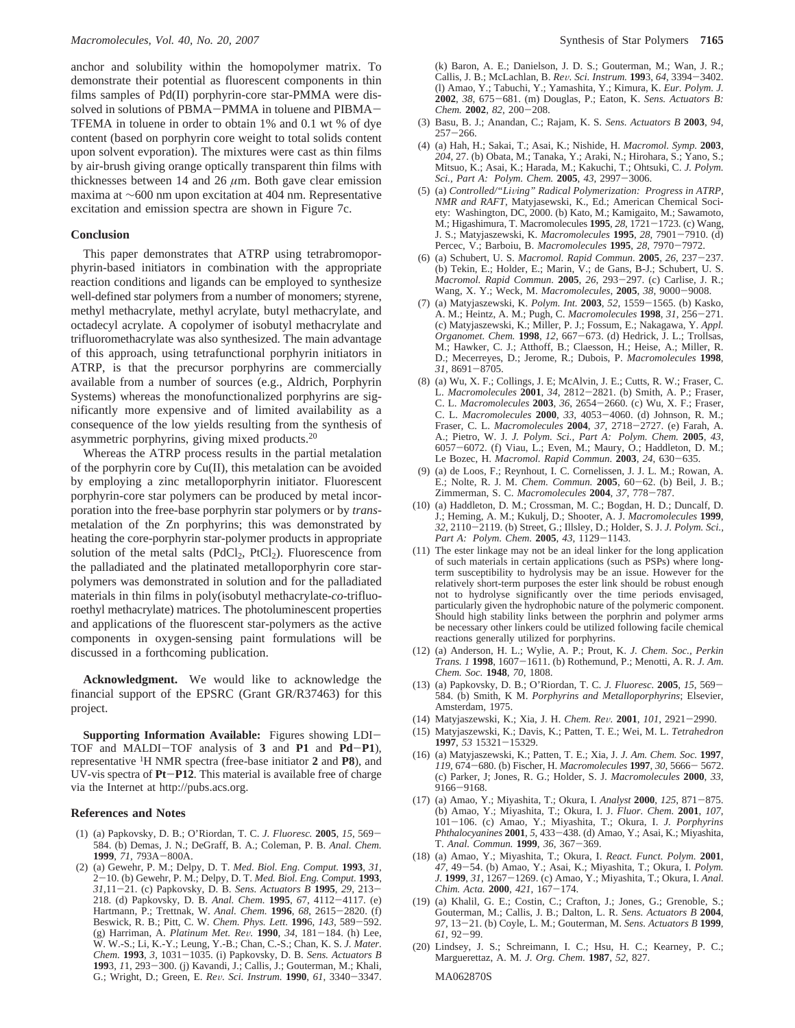anchor and solubility within the homopolymer matrix. To demonstrate their potential as fluorescent components in thin films samples of Pd(II) porphyrin-core star-PMMA were dissolved in solutions of PBMA−PMMA in toluene and PIBMA−TFEMA in toluene in order to obtain 1% and 0.1 wt % of dye content (based on porphyrin core weight to total solids content upon solvent evporation). The mixtures were cast as thin films by air-brush giving orange optically transparent thin films with thicknesses between 14 and 26 $\mu$m. Both gave clear emission maxima at ~600 nm upon excitation at 404 nm. Representative excitation and emission spectra are shown in Figure 7c.

## Conclusion

This paper demonstrates that ATRP using tetrabromoporphyrin-based initiators in combination with the appropriate reaction conditions and ligands can be employed to synthesize well-defined star polymers from a number of monomers; styrene, methyl methacrylate, methyl acrylate, butyl methacrylate, and octadecyl acrylate. A copolymer of isobutyl methacrylate and trifluoromethacrylate was also synthesized. The main advantage of this approach, using tetrafunctional porphyrin initiators in ATRP, is that the precursor porphyrins are commercially available from a number of sources (e.g., Aldrich, Porphyrin Systems) whereas the monofunctionalized porphyrins are significantly more expensive and of limited availability as a consequence of the low yields resulting from the synthesis of asymmetric porphyrins, giving mixed products.[20]

Whereas the ATRP process results in the partial metalation of the porphyrin core by Cu(II), this metalation can be avoided by employing a zinc metalloporphyrin initiator. Fluorescent porphyrin-core star polymers can be produced by metal incorporation into the free-base porphyrin star polymers or by *trans*-metalation of the Zn porphyrins; this was demonstrated by heating the core-porphyrin star-polymer products in appropriate solution of the metal salts ($PdCl_2$, $PtCl_2$). Fluorescence from the palladiated and the platinated metalloporphyrin core star-polymers was demonstrated in solution and for the palladiated materials in thin films in poly(isobutyl methacrylate-*co*-trifluoroethyl methacrylate) matrices. The photoluminescent properties and applications of the fluorescent star-polymers as the active components in oxygen-sensing paint formulations will be discussed in a forthcoming publication.

**Acknowledgment.** We would like to acknowledge the financial support of the EPSRC (Grant GR/R37463) for this project.

**Supporting Information Available:** Figures showing LDI−TOF and MALDI−TOF analysis of **3** and **P1** and **Pd−P1**), representative $^1$H NMR spectra (free-base initiator **2** and **P8**), and UV-vis spectra of **Pt−P12**. This material is available free of charge via the Internet at http://pubs.acs.org.

## References and Notes

(1) (a) Papkovsky, D. B.; O'Riordan, T. C. *J. Fluoresc.* **2005**, *15*, 569−584. (b) Demas, J. N.; DeGraff, B. A.; Coleman, P. B. *Anal. Chem.* **1999**, *71*, 793A−800A.

(2) (a) Gewehr, P. M.; Delpy, D. T. *Med. Biol. Eng. Comput.* **1993**, *31*, 2−10. (b) Gewehr, P. M.; Delpy, D. T. *Med. Biol. Eng. Comput.* **1993**, *31*,11−21. (c) Papkovsky, D. B. *Sens. Actuators B* **1995**, *29*, 213−218. (d) Papkovsky, D. B. *Anal. Chem.* **1995**, *67*, 4112−4117. (e) Hartmann, P.; Trettnak, W. *Anal. Chem.* **1996**, *68*, 2615−2820. (f) Beswick, R. B.; Pitt, C. W. *Chem. Phys. Lett.* **1996**, *143*, 589−592. (g) Harriman, A. *Platinum Met. Rev.* **1990**, *34*, 181−184. (h) Lee, W. W.-S.; Li, K.-Y.; Leung, Y.-B.; Chan, C.-S.; Chan, K. S. *J. Mater. Chem.* **1993**, *3*, 1031−1035. (i) Papkovsky, D. B. *Sens. Actuators B* **1993**, *11*, 293−300. (j) Kavandi, J.; Callis, J.; Gouterman, M.; Khali, G.; Wright, D.; Green, E. *Rev. Sci. Instrum.* **1990**, *61*, 3340−3347. (k) Baron, A. E.; Danielson, J. D. S.; Gouterman, M.; Wan, J. R.; Callis, J. B.; McLachlan, B. *Rev. Sci. Instrum.* **1993**, *64*, 3394−3402. (l) Amao, Y.; Tabuchi, Y.; Yamashita, Y.; Kimura, K. *Eur. Polym. J.* **2002**, *38*, 675−681. (m) Douglas, P.; Eaton, K. *Sens. Actuators B: Chem.* **2002**, *82*, 200−208.

(3) Basu, B. J.; Anandan, C.; Rajam, K. S. *Sens. Actuators B* **2003**, *94*, 257−266.

(4) (a) Hah, H.; Sakai, T.; Asai, K.; Nishide, H. *Macromol. Symp.* **2003**, *204*, 27. (b) Obata, M.; Tanaka, Y.; Araki, N.; Hirohara, S.; Yano, S.; Mitsuo, K.; Asai, K.; Harada, M.; Kakuchi, T.; Ohtsuki, C. *J. Polym. Sci., Part A: Polym. Chem.* **2005**, *43*, 2997−3006.

(5) (a) *Controlled/"Living" Radical Polymerization: Progress in ATRP, NMR and RAFT*, Matyjasewski, K., Ed.; American Chemical Society: Washington, DC, 2000. (b) Kato, M.; Kamigaito, M.; Sawamoto, M.; Higashimura, T. Macromolecules **1995**, *28*, 1721−1723. (c) Wang, J. S.; Matyjaszewski, K. *Macromolecules* **1995**, *28*, 7901−7910. (d) Percec, V.; Barboiu, B. *Macromolecules* **1995**, *28*, 7970−7972.

(6) (a) Schubert, U. S. *Macromol. Rapid Commun.* **2005**, *26*, 237−237. (b) Tekin, E.; Holder, E.; Marin, V.; de Gans, B-J.; Schubert, U. S. *Macromol. Rapid Commun.* **2005**, *26*, 293−297. (c) Carlise, J. R.; Wang, X. Y.; Weck, M. *Macromolecules*, **2005**, *38*, 9000−9008.

(7) (a) Matyjaszewski, K. *Polym. Int.* **2003**, *52*, 1559−1565. (b) Kasko, A. M.; Heintz, A. M.; Pugh, C. *Macromolecules* **1998**, *31*, 256−271. (c) Matyjaszewski, K.; Miller, P. J.; Fossum, E.; Nakagawa, Y. *Appl. Organomet. Chem.* **1998**, *12*, 667−673. (d) Hedrick, J. L.; Trollsas, M.; Hawker, C. J.; Atthoff, B.; Claesson, H.; Heise, A.; Miller, R. D.; Mecerreyes, D.; Jerome, R.; Dubois, P. *Macromolecules* **1998**, *31*, 8691−8705.

(8) (a) Wu, X. F.; Collings, J. E; McAlvin, J. E.; Cutts, R. W.; Fraser, C. L. *Macromolecules* **2001**, *34*, 2812−2821. (b) Smith, A. P.; Fraser, C. L. *Macromolecules* **2003**, *36*, 2654−2660. (c) Wu, X. F.; Fraser, C. L. *Macromolecules* **2000**, *33*, 4053−4060. (d) Johnson, R. M.; Fraser, C. L. *Macromolecules* **2004**, *37*, 2718−2727. (e) Farah, A. A.; Pietro, W. J. *J. Polym. Sci., Part A: Polym. Chem.* **2005**, *43*, 6057−6072. (f) Viau, L.; Even, M.; Maury, O.; Haddleton, D. M.; Le Bozec, H. *Macromol. Rapid Commun.* **2003**, *24*, 630−635.

(9) (a) de Loos, F.; Reynhout, I. C. Cornelissen, J. J. L. M.; Rowan, A. E.; Nolte, R. J. M. *Chem. Commun.* **2005**, 60−62. (b) Beil, J. B.; Zimmerman, S. C. *Macromolecules* **2004**, *37*, 778−787.

(10) (a) Haddleton, D. M.; Crossman, M. C.; Bogdan, H. D.; Duncalf, D. J.; Heming, A. M.; Kukulj, D.; Shooter, A. J. *Macromolecules* **1999**, *32*, 2110−2119. (b) Street, G.; Illsley, D.; Holder, S. J. *J. Polym. Sci., Part A: Polym. Chem.* **2005**, *43*, 1129−1143.

(11) The ester linkage may not be an ideal linker for the long application of such materials in certain applications (such as PSPs) where long-term susceptibility to hydrolysis may be an issue. However for the relatively short-term purposes the ester link should be robust enough not to hydrolyse significantly over the time periods envisaged, particularly given the hydrophobic nature of the polymeric component. Should high stability links between the porphrin and polymer arms be necessary other linkers could be utilized following facile chemical reactions generally utilized for porphyrins.

(12) (a) Anderson, H. L.; Wylie, A. P.; Prout, K. *J. Chem. Soc., Perkin Trans. 1* **1998**, 1607−1611. (b) Rothemund, P.; Menotti, A. R. *J. Am. Chem. Soc.* **1948**, *70*, 1808.

(13) (a) Papkovsky, D. B.; O'Riordan, T. C. *J. Fluoresc.* **2005**, *15*, 569−584. (b) Smith, K M. *Porphyrins and Metalloporphyrins*; Elsevier, Amsterdam, 1975.

(14) Matyjaszewski, K.; Xia, J. H. *Chem. Rev.* **2001**, *101*, 2921−2990.

(15) Matyjaszewski, K.; Davis, K.; Patten, T. E.; Wei, M. L. *Tetrahedron* **1997**, *53* 15321−15329.

(16) (a) Matyjaszewski, K.; Patten, T. E.; Xia, J. *J. Am. Chem. Soc.* **1997**, *119*, 674−680. (b) Fischer, H. *Macromolecules* **1997**, *30*, 5666− 5672. (c) Parker, J; Jones, R. G.; Holder, S. J. *Macromolecules* **2000**, *33*, 9166−9168.

(17) (a) Amao, Y.; Miyashita, T.; Okura, I. *Analyst* **2000**, *125*, 871−875. (b) Amao, Y.; Miyashita, T.; Okura, I. *J. Fluor. Chem.* **2001**, *107*, 101−106. (c) Amao, Y.; Miyashita, T.; Okura, I. *J. Porphyrins Phthalocyanines* **2001**, *5*, 433−438. (d) Amao, Y.; Asai, K.; Miyashita, T. *Anal. Commun.* **1999**, *36*, 367−369.

(18) (a) Amao, Y.; Miyashita, T.; Okura, I. *React. Funct. Polym.* **2001**, *47*, 49−54. (b) Amao, Y.; Asai, K.; Miyashita, T.; Okura, I. *Polym. J.* **1999**, *31*, 1267−1269. (c) Amao, Y.; Miyashita, T.; Okura, I. *Anal. Chim. Acta.* **2000**, *421*, 167−174.

(19) (a) Khalil, G. E.; Costin, C.; Crafton, J.; Jones, G.; Grenoble, S.; Gouterman, M.; Callis, J. B.; Dalton, L. R. *Sens. Actuators B* **2004**, *97*, 13−21. (b) Coyle, L. M.; Gouterman, M. *Sens. Actuators B* **1999**, *61*, 92−99.

(20) Lindsey, J. S.; Schreimann, I. C.; Hsu, H. C.; Kearney, P. C.; Marguerettaz, A. M. *J. Org. Chem.* **1987**, *52*, 827.

MA062870S